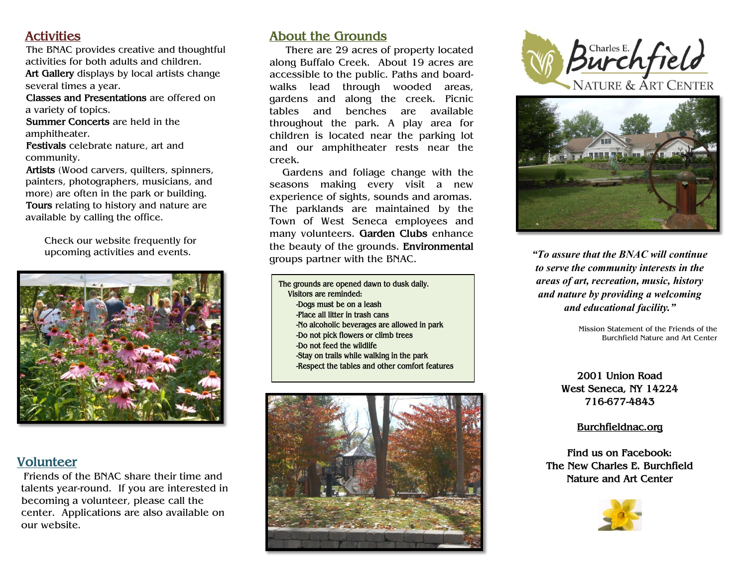## Activities

The BNAC provides creative and thoughtful activities for both adults and children.

**Art Gallery** displays by local artists change several times a year.

**Classes and Presentations** are offered on a variety of topics.

**Summer Concerts** are held in the amphitheater.

**Festivals** celebrate nature, art and community.

**Artists** (Wood carvers, quilters, spinners, painters, photographers, musicians, and more) are often in the park or building.

**Tours** relating to history and nature are available by calling the office.

Check our website frequently for upcoming activities and events.

## Volunteer

Friends of the BNAC share their time and talents year-round. If you are interested in becoming a volunteer, please call the center. Applications are also available on our website.

## About the Grounds

There are 29 acres of property located along Buffalo Creek. About 19 acres are accessible to the public. Paths and board-walks lead through wooded areas, gardens and along the creek. Picnic tables and benches are available throughout the park. A play area for children is located near the parking lot and our amphitheater rests near the creek.

Gardens and foliage change with the seasons making every visit a new experience of sights, sounds and aromas. The parklands are maintained by the Town of West Seneca employees and many volunteers. **Garden Clubs** enhance the beauty of the grounds. **Environmental** groups partner with the BNAC.

The grounds are opened dawn to dusk daily.
Visitors are reminded:
- Dogs must be on a leash
- Place all litter in trash cans
- No alcoholic beverages are allowed in park
- Do not pick flowers or climb trees
- Do not feed the wildlife
- Stay on trails while walking in the park
- Respect the tables and other comfort features

# Charles E. Burchfield NATURE & ART CENTER

***"To assure that the BNAC will continue to serve the community interests in the areas of art, recreation, music, history and nature by providing a welcoming and educational facility."***

Mission Statement of the Friends of the Burchfield Nature and Art Center

2001 Union Road
West Seneca, NY 14224
716-677-4843

Burchfieldnac.org

Find us on Facebook:
The New Charles E. Burchfield Nature and Art Center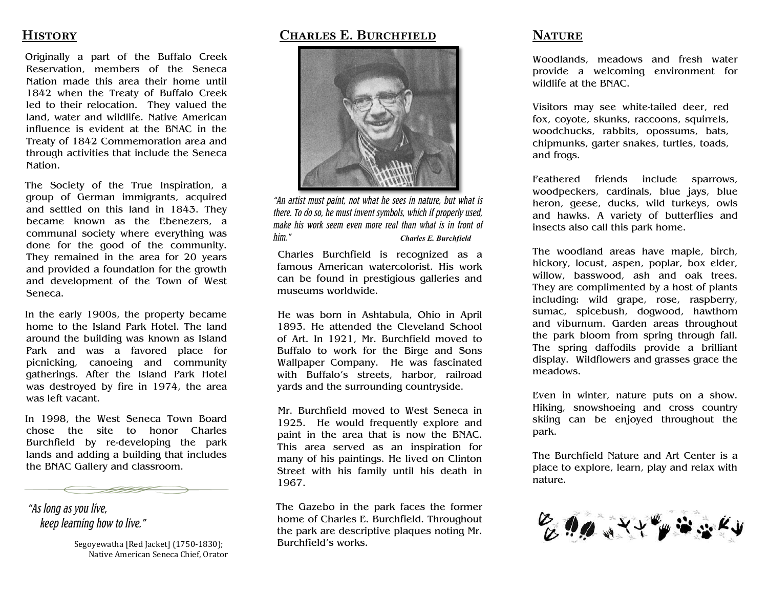## History

Originally a part of the Buffalo Creek Reservation, members of the Seneca Nation made this area their home until 1842 when the Treaty of Buffalo Creek led to their relocation. They valued the land, water and wildlife. Native American influence is evident at the BNAC in the Treaty of 1842 Commemoration area and through activities that include the Seneca Nation.

The Society of the True Inspiration, a group of German immigrants, acquired and settled on this land in 1843. They became known as the Ebenezers, a communal society where everything was done for the good of the community. They remained in the area for 20 years and provided a foundation for the growth and development of the Town of West Seneca.

In the early 1900s, the property became home to the Island Park Hotel. The land around the building was known as Island Park and was a favored place for picnicking, canoeing and community gatherings. After the Island Park Hotel was destroyed by fire in 1974, the area was left vacant.

In 1998, the West Seneca Town Board chose the site to honor Charles Burchfield by re-developing the park lands and adding a building that includes the BNAC Gallery and classroom.

*"As long as you live, keep learning how to live."*

Segoyewatha [Red Jacket] (1750-1830); Native American Seneca Chief, Orator

## Charles E. Burchfield

*"An artist must paint, not what he sees in nature, but what is there. To do so, he must invent symbols, which if properly used, make his work seem even more real than what is in front of him."* **Charles E. Burchfield**

Charles Burchfield is recognized as a famous American watercolorist. His work can be found in prestigious galleries and museums worldwide.

He was born in Ashtabula, Ohio in April 1893. He attended the Cleveland School of Art. In 1921, Mr. Burchfield moved to Buffalo to work for the Birge and Sons Wallpaper Company. He was fascinated with Buffalo's streets, harbor, railroad yards and the surrounding countryside.

Mr. Burchfield moved to West Seneca in 1925. He would frequently explore and paint in the area that is now the BNAC. This area served as an inspiration for many of his paintings. He lived on Clinton Street with his family until his death in 1967.

The Gazebo in the park faces the former home of Charles E. Burchfield. Throughout the park are descriptive plaques noting Mr. Burchfield's works.

## Nature

Woodlands, meadows and fresh water provide a welcoming environment for wildlife at the BNAC.

Visitors may see white-tailed deer, red fox, coyote, skunks, raccoons, squirrels, woodchucks, rabbits, opossums, bats, chipmunks, garter snakes, turtles, toads, and frogs.

Feathered friends include sparrows, woodpeckers, cardinals, blue jays, blue heron, geese, ducks, wild turkeys, owls and hawks. A variety of butterflies and insects also call this park home.

The woodland areas have maple, birch, hickory, locust, aspen, poplar, box elder, willow, basswood, ash and oak trees. They are complimented by a host of plants including: wild grape, rose, raspberry, sumac, spicebush, dogwood, hawthorn and viburnum. Garden areas throughout the park bloom from spring through fall. The spring daffodils provide a brilliant display. Wildflowers and grasses grace the meadows.

Even in winter, nature puts on a show. Hiking, snowshoeing and cross country skiing can be enjoyed throughout the park.

The Burchfield Nature and Art Center is a place to explore, learn, play and relax with nature.